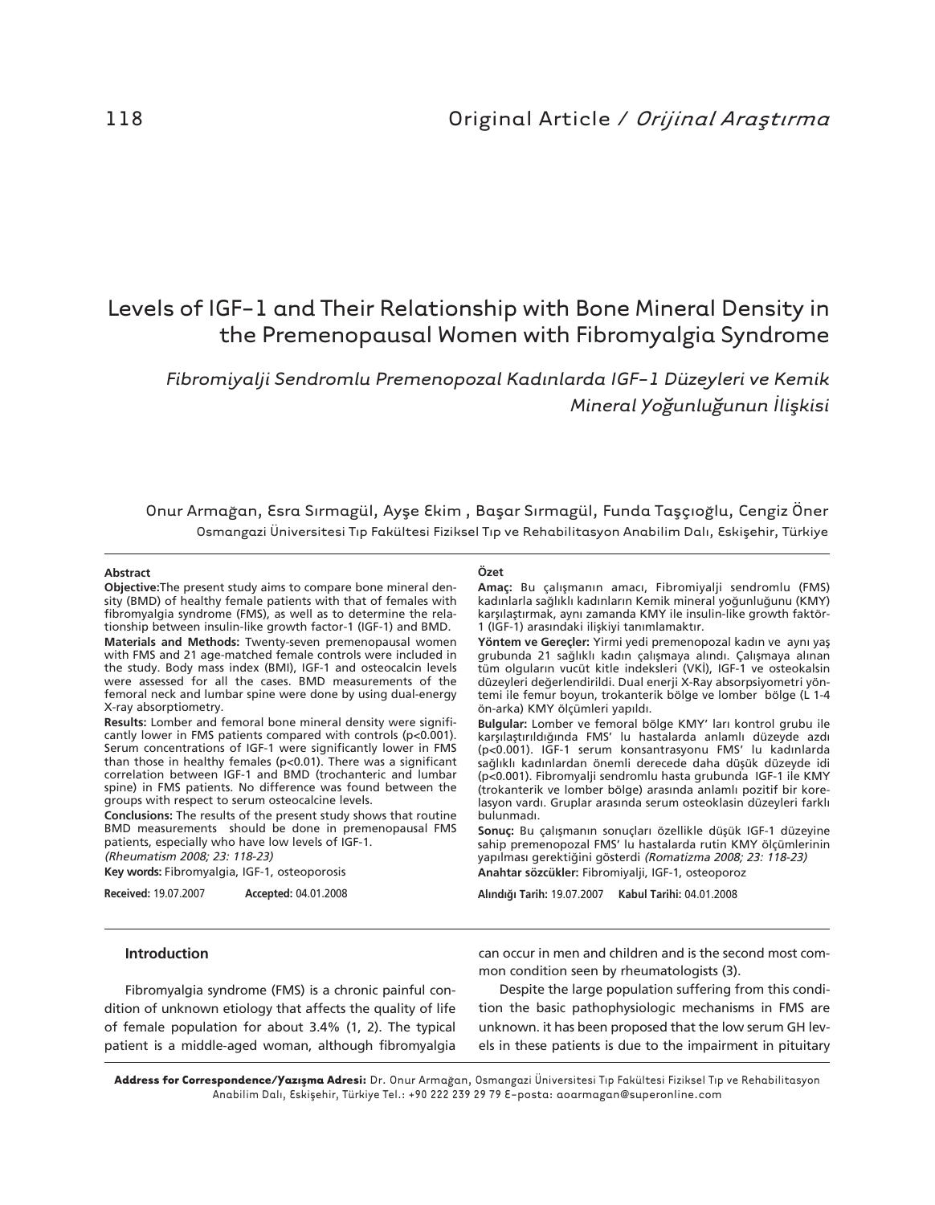Original Article / *Orijinal Araştırma*

# Levels of IGF-1 and Their Relationship with Bone Mineral Density in the Premenopausal Women with Fibromyalgia Syndrome

## *Fibromiyalji Sendromlu Premenopozal Kadınlarda IGF-1 Düzeyleri ve Kemik Mineral Yoğunluğunun İlişkisi*

Onur Armağan, Esra Sırmagül, Ayşe Ekim , Başar Sırmagül, Funda Taşçıoğlu, Cengiz Öner

Osmangazi Üniversitesi Tıp Fakültesi Fiziksel Tıp ve Rehabilitasyon Anabilim Dalı, Eskişehir, Türkiye

**Abstract**

**Objective:** The present study aims to compare bone mineral density (BMD) of healthy female patients with that of females with fibromyalgia syndrome (FMS), as well as to determine the relationship between insulin-like growth factor-1 (IGF-1) and BMD.

**Materials and Methods:** Twenty-seven premenopausal women with FMS and 21 age-matched female controls were included in the study. Body mass index (BMI), IGF-1 and osteocalcin levels were assessed for all the cases. BMD measurements of the femoral neck and lumbar spine were done by using dual-energy X-ray absorptiometry.

**Results:** Lomber and femoral bone mineral density were significantly lower in FMS patients compared with controls ($p<0.001$). Serum concentrations of IGF-1 were significantly lower in FMS than those in healthy females ($p<0.01$). There was a significant correlation between IGF-1 and BMD (trochanteric and lumbar spine) in FMS patients. No difference was found between the groups with respect to serum osteocalcine levels.

**Conclusions:** The results of the present study shows that routine BMD measurements should be done in premenopausal FMS patients, especially who have low levels of IGF-1.

*(Rheumatism 2008; 23: 118-23)*

**Key words:** Fibromyalgia, IGF-1, osteoporosis

**Received:** 19.07.2007 **Accepted:** 04.01.2008

**Özet**

**Amaç:** Bu çalışmanın amacı, Fibromiyalji sendromlu (FMS) kadınlarla sağlıklı kadınların Kemik mineral yoğunluğunu (KMY) karşılaştırmak, aynı zamanda KMY ile insulin-like growth faktör-1 (IGF-1) arasındaki ilişkiyi tanımlamaktır.

**Yöntem ve Gereçler:** Yirmi yedi premenopozal kadın ve aynı yaş grubunda 21 sağlıklı kadın çalışmaya alındı. Çalışmaya alınan tüm olguların vucüt kitle indeksleri (VKİ), IGF-1 ve osteokalsin düzeyleri değerlendirildi. Dual enerji X-Ray absorpsiyometri yöntemi ile femur boyun, trokanterik bölge ve lomber bölge (L 1-4 ön-arka) KMY ölçümleri yapıldı.

**Bulgular:** Lomber ve femoral bölge KMY' ları kontrol grubu ile karşılaştırıldığında FMS' lu hastalarda anlamlı düzeyde azdı ($p<0.001$). IGF-1 serum konsantrasyonu FMS' lu kadınlarda sağlıklı kadınlardan önemli derecede daha düşük düzeyde idi ($p<0.001$). Fibromyalji sendromlu hasta grubunda IGF-1 ile KMY (trokanterik ve lomber bölge) arasında anlamlı pozitif bir korelasyon vardı. Gruplar arasında serum osteoklasin düzeyleri farklı bulunmadı.

**Sonuç:** Bu çalışmanın sonuçları özellikle düşük IGF-1 düzeyine sahip premenopozal FMS' lu hastalarda rutin KMY ölçümlerinin yapılması gerektiğini gösterdi *(Romatizma 2008; 23: 118-23)*

**Anahtar sözcükler:** Fibromiyalji, IGF-1, osteoporoz

**Alındığı Tarih:** 19.07.2007 **Kabul Tarihi:** 04.01.2008

### Introduction

Fibromyalgia syndrome (FMS) is a chronic painful condition of unknown etiology that affects the quality of life of female population for about 3.4% (1, 2). The typical patient is a middle-aged woman, although fibromyalgia can occur in men and children and is the second most common condition seen by rheumatologists (3).

Despite the large population suffering from this condition the basic pathophysiologic mechanisms in FMS are unknown. it has been proposed that the low serum GH levels in these patients is due to the impairment in pituitary

**Address for Correspondence/Yazışma Adresi:** Dr. Onur Armağan, Osmangazi Üniversitesi Tıp Fakültesi Fiziksel Tıp ve Rehabilitasyon Anabilim Dalı, Eskişehir, Türkiye Tel.: +90 222 239 29 79 E-posta: aoarmagan@superonline.com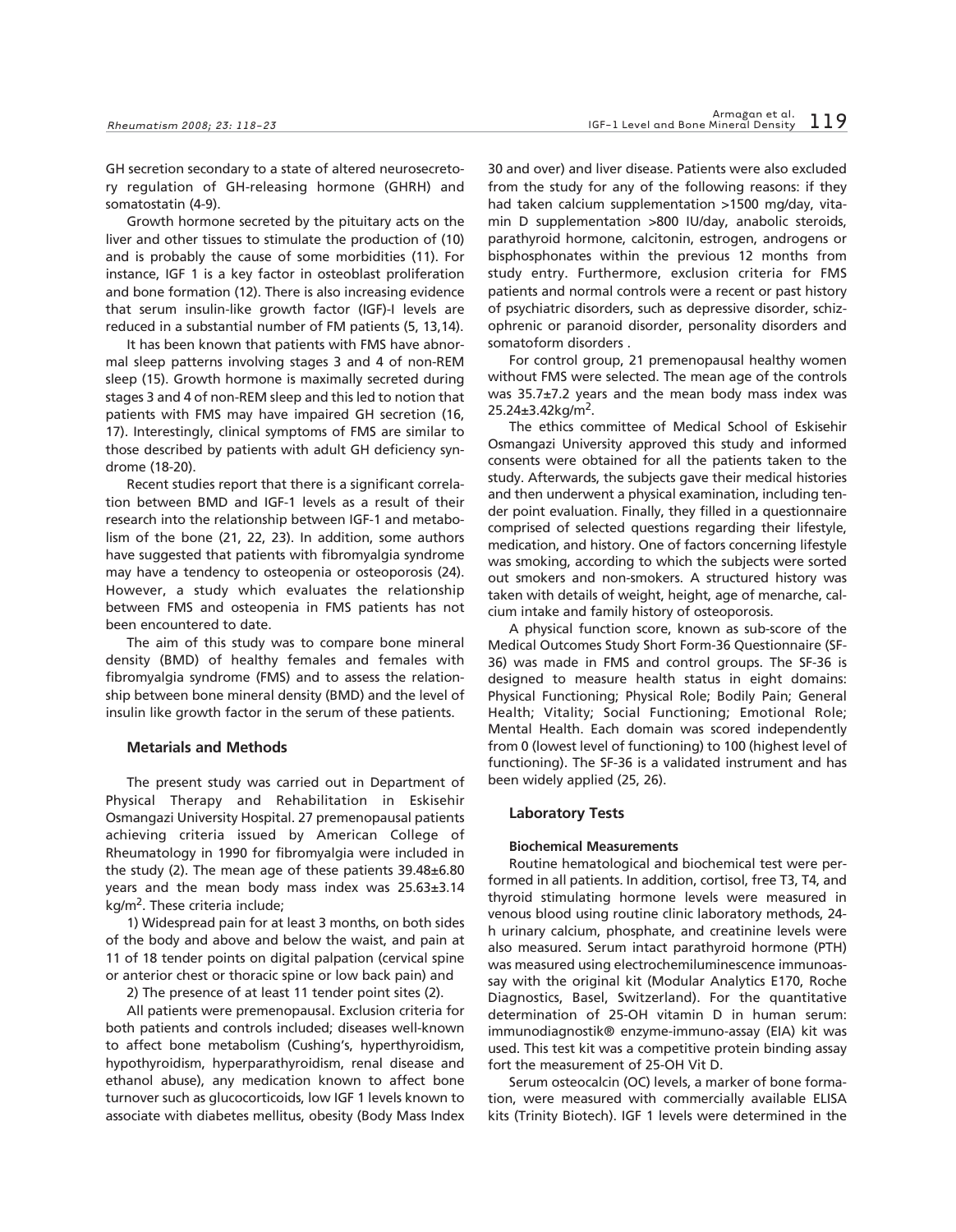GH secretion secondary to a state of altered neurosecretory regulation of GH-releasing hormone (GHRH) and somatostatin (4-9).

Growth hormone secreted by the pituitary acts on the liver and other tissues to stimulate the production of (10) and is probably the cause of some morbidities (11). For instance, IGF 1 is a key factor in osteoblast proliferation and bone formation (12). There is also increasing evidence that serum insulin-like growth factor (IGF)-I levels are reduced in a substantial number of FM patients (5, 13,14).

It has been known that patients with FMS have abnormal sleep patterns involving stages 3 and 4 of non-REM sleep (15). Growth hormone is maximally secreted during stages 3 and 4 of non-REM sleep and this led to notion that patients with FMS may have impaired GH secretion (16, 17). Interestingly, clinical symptoms of FMS are similar to those described by patients with adult GH deficiency syndrome (18-20).

Recent studies report that there is a significant correlation between BMD and IGF-1 levels as a result of their research into the relationship between IGF-1 and metabolism of the bone (21, 22, 23). In addition, some authors have suggested that patients with fibromyalgia syndrome may have a tendency to osteopenia or osteoporosis (24). However, a study which evaluates the relationship between FMS and osteopenia in FMS patients has not been encountered to date.

The aim of this study was to compare bone mineral density (BMD) of healthy females and females with fibromyalgia syndrome (FMS) and to assess the relationship between bone mineral density (BMD) and the level of insulin like growth factor in the serum of these patients.

## Metarials and Methods

The present study was carried out in Department of Physical Therapy and Rehabilitation in Eskisehir Osmangazi University Hospital. 27 premenopausal patients achieving criteria issued by American College of Rheumatology in 1990 for fibromyalgia were included in the study (2). The mean age of these patients 39.48±6.80 years and the mean body mass index was 25.63±3.14 kg/m$^2$. These criteria include;

1) Widespread pain for at least 3 months, on both sides of the body and above and below the waist, and pain at 11 of 18 tender points on digital palpation (cervical spine or anterior chest or thoracic spine or low back pain) and

2) The presence of at least 11 tender point sites (2).

All patients were premenopausal. Exclusion criteria for both patients and controls included; diseases well-known to affect bone metabolism (Cushing's, hyperthyroidism, hypothyroidism, hyperparathyroidism, renal disease and ethanol abuse), any medication known to affect bone turnover such as glucocorticoids, low IGF 1 levels known to associate with diabetes mellitus, obesity (Body Mass Index 30 and over) and liver disease. Patients were also excluded from the study for any of the following reasons: if they had taken calcium supplementation >1500 mg/day, vitamin D supplementation >800 IU/day, anabolic steroids, parathyroid hormone, calcitonin, estrogen, androgens or bisphosphonates within the previous 12 months from study entry. Furthermore, exclusion criteria for FMS patients and normal controls were a recent or past history of psychiatric disorders, such as depressive disorder, schizophrenic or paranoid disorder, personality disorders and somatoform disorders .

For control group, 21 premenopausal healthy women without FMS were selected. The mean age of the controls was 35.7±7.2 years and the mean body mass index was 25.24±3.42kg/m$^2$.

The ethics committee of Medical School of Eskisehir Osmangazi University approved this study and informed consents were obtained for all the patients taken to the study. Afterwards, the subjects gave their medical histories and then underwent a physical examination, including tender point evaluation. Finally, they filled in a questionnaire comprised of selected questions regarding their lifestyle, medication, and history. One of factors concerning lifestyle was smoking, according to which the subjects were sorted out smokers and non-smokers. A structured history was taken with details of weight, height, age of menarche, calcium intake and family history of osteoporosis.

A physical function score, known as sub-score of the Medical Outcomes Study Short Form-36 Questionnaire (SF-36) was made in FMS and control groups. The SF-36 is designed to measure health status in eight domains: Physical Functioning; Physical Role; Bodily Pain; General Health; Vitality; Social Functioning; Emotional Role; Mental Health. Each domain was scored independently from 0 (lowest level of functioning) to 100 (highest level of functioning). The SF-36 is a validated instrument and has been widely applied (25, 26).

## Laboratory Tests

### Biochemical Measurements

Routine hematological and biochemical test were performed in all patients. In addition, cortisol, free T3, T4, and thyroid stimulating hormone levels were measured in venous blood using routine clinic laboratory methods, 24-h urinary calcium, phosphate, and creatinine levels were also measured. Serum intact parathyroid hormone (PTH) was measured using electrochemiluminescence immunoassay with the original kit (Modular Analytics E170, Roche Diagnostics, Basel, Switzerland). For the quantitative determination of 25-OH vitamin D in human serum: immunodiagnostik® enzyme-immuno-assay (EIA) kit was used. This test kit was a competitive protein binding assay fort the measurement of 25-OH Vit D.

Serum osteocalcin (OC) levels, a marker of bone formation, were measured with commercially available ELISA kits (Trinity Biotech). IGF 1 levels were determined in the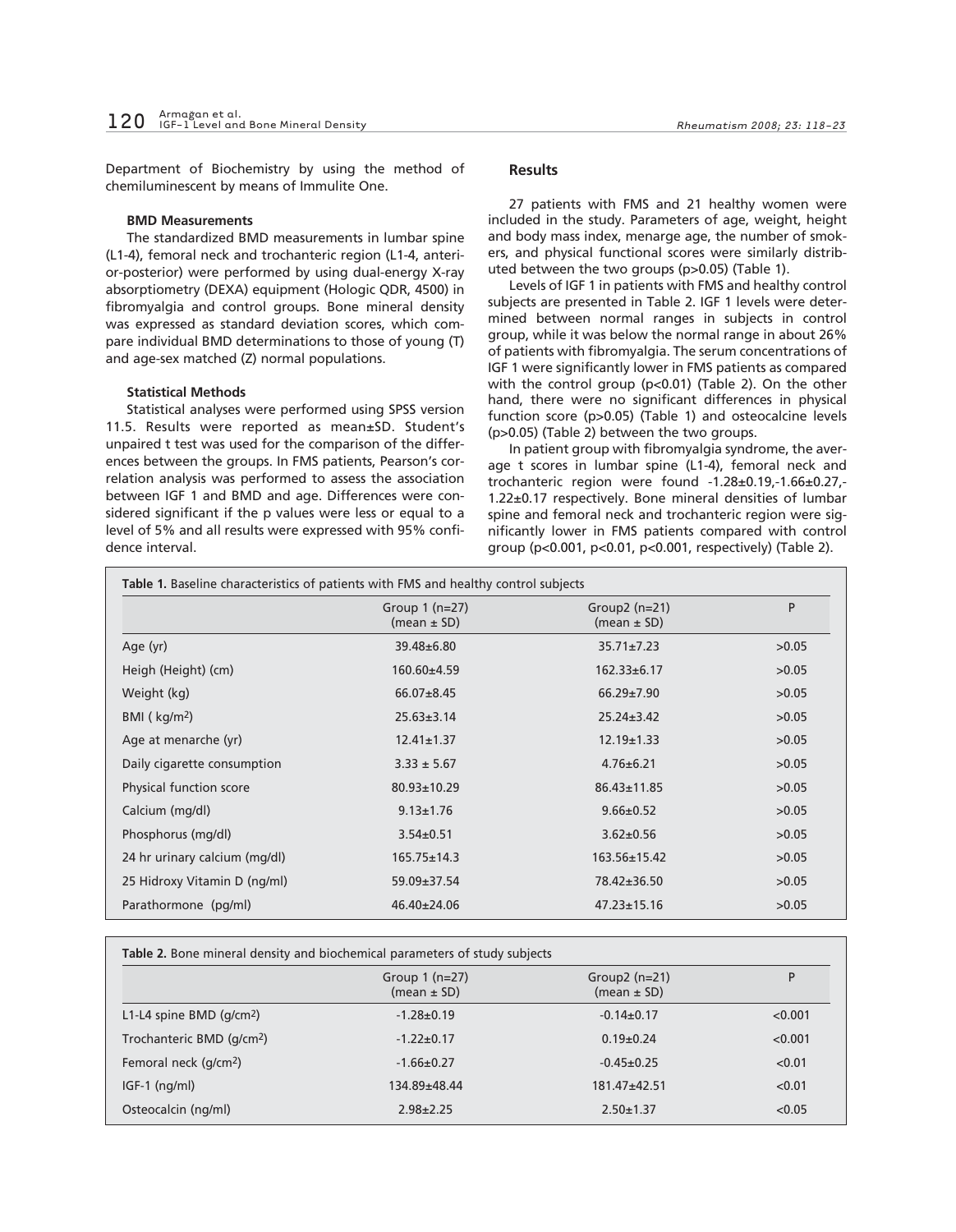Department of Biochemistry by using the method of chemiluminescent by means of Immulite One.

**BMD Measurements**

The standardized BMD measurements in lumbar spine (L1-4), femoral neck and trochanteric region (L1-4, anterior-posterior) were performed by using dual-energy X-ray absorptiometry (DEXA) equipment (Hologic QDR, 4500) in fibromyalgia and control groups. Bone mineral density was expressed as standard deviation scores, which compare individual BMD determinations to those of young (T) and age-sex matched (Z) normal populations.

**Statistical Methods**

Statistical analyses were performed using SPSS version 11.5. Results were reported as mean±SD. Student's unpaired t test was used for the comparison of the differences between the groups. In FMS patients, Pearson's correlation analysis was performed to assess the association between IGF 1 and BMD and age. Differences were considered significant if the p values were less or equal to a level of 5% and all results were expressed with 95% confidence interval.

## Results

27 patients with FMS and 21 healthy women were included in the study. Parameters of age, weight, height and body mass index, menarge age, the number of smokers, and physical functional scores were similarly distributed between the two groups (p>0.05) (Table 1).

Levels of IGF 1 in patients with FMS and healthy control subjects are presented in Table 2. IGF 1 levels were determined between normal ranges in subjects in control group, while it was below the normal range in about 26% of patients with fibromyalgia. The serum concentrations of IGF 1 were significantly lower in FMS patients as compared with the control group (p<0.01) (Table 2). On the other hand, there were no significant differences in physical function score (p>0.05) (Table 1) and osteocalcine levels (p>0.05) (Table 2) between the two groups.

In patient group with fibromyalgia syndrome, the average t scores in lumbar spine (L1-4), femoral neck and trochanteric region were found -1.28±0.19,-1.66±0.27,-1.22±0.17 respectively. Bone mineral densities of lumbar spine and femoral neck and trochanteric region were significantly lower in FMS patients compared with control group (p<0.001, p<0.01, p<0.001, respectively) (Table 2).

**Table 1.** Baseline characteristics of patients with FMS and healthy control subjects

| | Group 1 (n=27) (mean ± SD) | Group2 (n=21) (mean ± SD) | P |
|---|---|---|---|
| Age (yr) | 39.48±6.80 | 35.71±7.23 | >0.05 |
| Heigh (Height) (cm) | 160.60±4.59 | 162.33±6.17 | >0.05 |
| Weight (kg) | 66.07±8.45 | 66.29±7.90 | >0.05 |
| BMI ( kg/m$^2$) | 25.63±3.14 | 25.24±3.42 | >0.05 |
| Age at menarche (yr) | 12.41±1.37 | 12.19±1.33 | >0.05 |
| Daily cigarette consumption | 3.33 ± 5.67 | 4.76±6.21 | >0.05 |
| Physical function score | 80.93±10.29 | 86.43±11.85 | >0.05 |
| Calcium (mg/dl) | 9.13±1.76 | 9.66±0.52 | >0.05 |
| Phosphorus (mg/dl) | 3.54±0.51 | 3.62±0.56 | >0.05 |
| 24 hr urinary calcium (mg/dl) | 165.75±14.3 | 163.56±15.42 | >0.05 |
| 25 Hidroxy Vitamin D (ng/ml) | 59.09±37.54 | 78.42±36.50 | >0.05 |
| Parathormone (pg/ml) | 46.40±24.06 | 47.23±15.16 | >0.05 |

**Table 2.** Bone mineral density and biochemical parameters of study subjects

| | Group 1 (n=27) (mean ± SD) | Group2 (n=21) (mean ± SD) | P |
|---|---|---|---|
| L1-L4 spine BMD (g/cm$^2$) | -1.28±0.19 | -0.14±0.17 | <0.001 |
| Trochanteric BMD (g/cm$^2$) | -1.22±0.17 | 0.19±0.24 | <0.001 |
| Femoral neck (g/cm$^2$) | -1.66±0.27 | -0.45±0.25 | <0.01 |
| IGF-1 (ng/ml) | 134.89±48.44 | 181.47±42.51 | <0.01 |
| Osteocalcin (ng/ml) | 2.98±2.25 | 2.50±1.37 | <0.05 |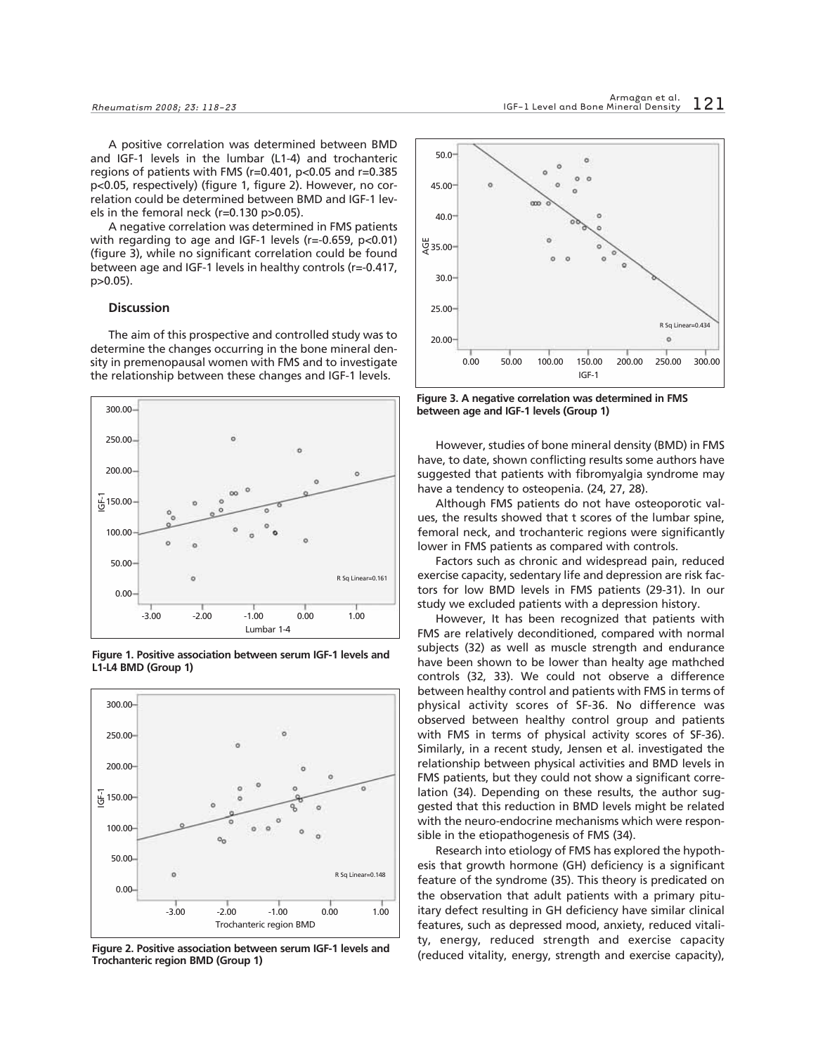A positive correlation was determined between BMD and IGF-1 levels in the lumbar (L1-4) and trochanteric regions of patients with FMS (r=0.401, p<0.05 and r=0.385 p<0.05, respectively) (figure 1, figure 2). However, no correlation could be determined between BMD and IGF-1 levels in the femoral neck (r=0.130 p>0.05).

A negative correlation was determined in FMS patients with regarding to age and IGF-1 levels (r=-0.659, p<0.01) (figure 3), while no significant correlation could be found between age and IGF-1 levels in healthy controls (r=-0.417, p>0.05).

### Discussion

The aim of this prospective and controlled study was to determine the changes occurring in the bone mineral density in premenopausal women with FMS and to investigate the relationship between these changes and IGF-1 levels.

**Figure 1. Positive association between serum IGF-1 levels and L1-L4 BMD (Group 1)**

**Figure 2. Positive association between serum IGF-1 levels and Trochanteric region BMD (Group 1)**

**Figure 3. A negative correlation was determined in FMS between age and IGF-1 levels (Group 1)**

However, studies of bone mineral density (BMD) in FMS have, to date, shown conflicting results some authors have suggested that patients with fibromyalgia syndrome may have a tendency to osteopenia. (24, 27, 28).

Although FMS patients do not have osteoporotic values, the results showed that t scores of the lumbar spine, femoral neck, and trochanteric regions were significantly lower in FMS patients as compared with controls.

Factors such as chronic and widespread pain, reduced exercise capacity, sedentary life and depression are risk factors for low BMD levels in FMS patients (29-31). In our study we excluded patients with a depression history.

However, It has been recognized that patients with FMS are relatively deconditioned, compared with normal subjects (32) as well as muscle strength and endurance have been shown to be lower than healty age mathched controls (32, 33). We could not observe a difference between healthy control and patients with FMS in terms of physical activity scores of SF-36. No difference was observed between healthy control group and patients with FMS in terms of physical activity scores of SF-36). Similarly, in a recent study, Jensen et al. investigated the relationship between physical activities and BMD levels in FMS patients, but they could not show a significant correlation (34). Depending on these results, the author suggested that this reduction in BMD levels might be related with the neuro-endocrine mechanisms which were responsible in the etiopathogenesis of FMS (34).

Research into etiology of FMS has explored the hypothesis that growth hormone (GH) deficiency is a significant feature of the syndrome (35). This theory is predicated on the observation that adult patients with a primary pituitary defect resulting in GH deficiency have similar clinical features, such as depressed mood, anxiety, reduced vitality, energy, reduced strength and exercise capacity (reduced vitality, energy, strength and exercise capacity),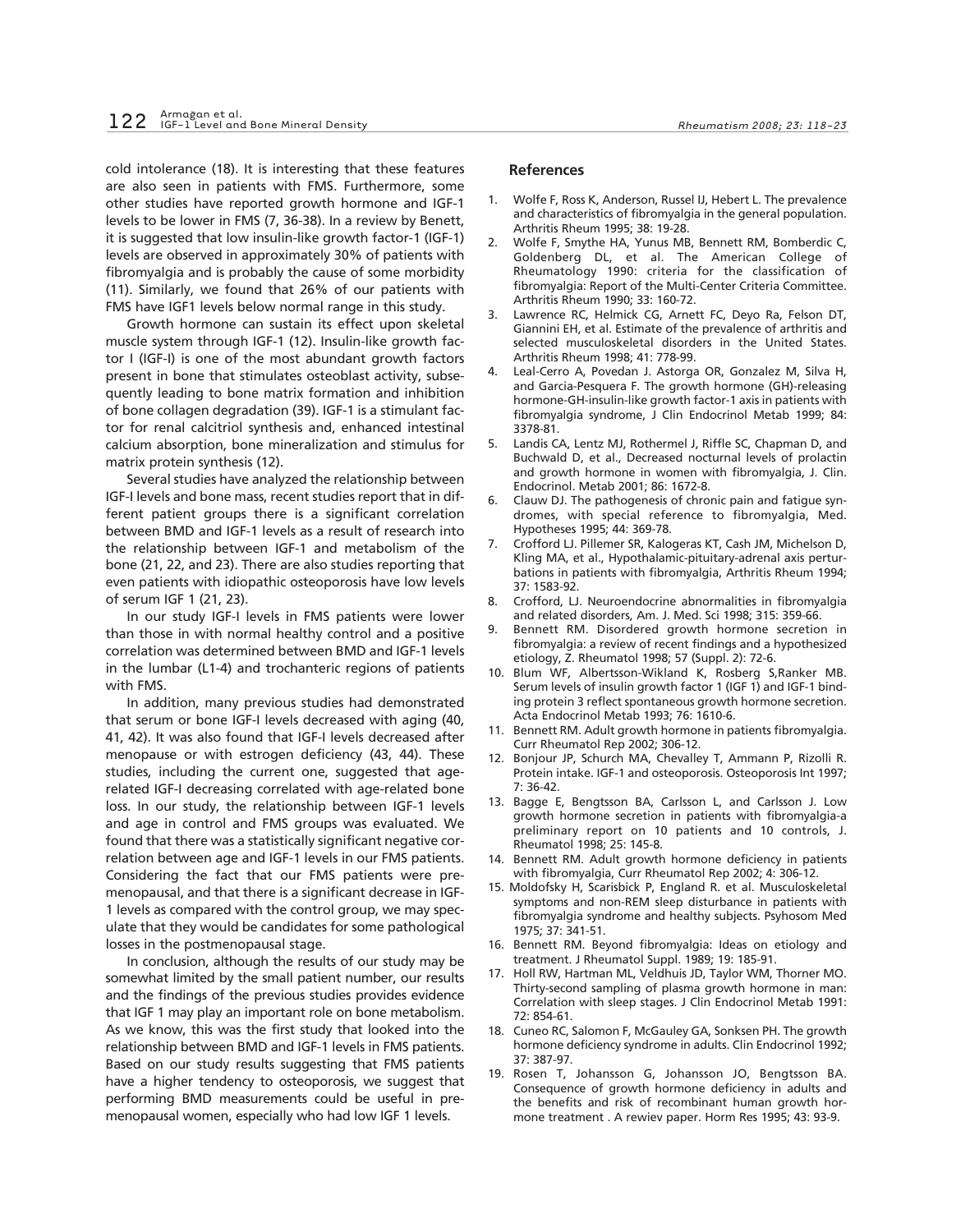cold intolerance (18). It is interesting that these features are also seen in patients with FMS. Furthermore, some other studies have reported growth hormone and IGF-1 levels to be lower in FMS (7, 36-38). In a review by Benett, it is suggested that low insulin-like growth factor-1 (IGF-1) levels are observed in approximately 30% of patients with fibromyalgia and is probably the cause of some morbidity (11). Similarly, we found that 26% of our patients with FMS have IGF1 levels below normal range in this study.

Growth hormone can sustain its effect upon skeletal muscle system through IGF-1 (12). Insulin-like growth factor I (IGF-I) is one of the most abundant growth factors present in bone that stimulates osteoblast activity, subsequently leading to bone matrix formation and inhibition of bone collagen degradation (39). IGF-1 is a stimulant factor for renal calcitriol synthesis and, enhanced intestinal calcium absorption, bone mineralization and stimulus for matrix protein synthesis (12).

Several studies have analyzed the relationship between IGF-I levels and bone mass, recent studies report that in different patient groups there is a significant correlation between BMD and IGF-1 levels as a result of research into the relationship between IGF-1 and metabolism of the bone (21, 22, and 23). There are also studies reporting that even patients with idiopathic osteoporosis have low levels of serum IGF 1 (21, 23).

In our study IGF-I levels in FMS patients were lower than those in with normal healthy control and a positive correlation was determined between BMD and IGF-1 levels in the lumbar (L1-4) and trochanteric regions of patients with FMS.

In addition, many previous studies had demonstrated that serum or bone IGF-I levels decreased with aging (40, 41, 42). It was also found that IGF-I levels decreased after menopause or with estrogen deficiency (43, 44). These studies, including the current one, suggested that age-related IGF-I decreasing correlated with age-related bone loss. In our study, the relationship between IGF-1 levels and age in control and FMS groups was evaluated. We found that there was a statistically significant negative correlation between age and IGF-1 levels in our FMS patients. Considering the fact that our FMS patients were premenopausal, and that there is a significant decrease in IGF-1 levels as compared with the control group, we may speculate that they would be candidates for some pathological losses in the postmenopausal stage.

In conclusion, although the results of our study may be somewhat limited by the small patient number, our results and the findings of the previous studies provides evidence that IGF 1 may play an important role on bone metabolism. As we know, this was the first study that looked into the relationship between BMD and IGF-1 levels in FMS patients. Based on our study results suggesting that FMS patients have a higher tendency to osteoporosis, we suggest that performing BMD measurements could be useful in premenopausal women, especially who had low IGF 1 levels.

## References

1. Wolfe F, Ross K, Anderson, Russel IJ, Hebert L. The prevalence and characteristics of fibromyalgia in the general population. Arthritis Rheum 1995; 38: 19-28.
2. Wolfe F, Smythe HA, Yunus MB, Bennett RM, Bomberdic C, Goldenberg DL, et al. The American College of Rheumatology 1990: criteria for the classification of fibromyalgia: Report of the Multi-Center Criteria Committee. Arthritis Rheum 1990; 33: 160-72.
3. Lawrence RC, Helmick CG, Arnett FC, Deyo Ra, Felson DT, Giannini EH, et al. Estimate of the prevalence of arthritis and selected musculoskeletal disorders in the United States. Arthritis Rheum 1998; 41: 778-99.
4. Leal-Cerro A, Povedan J. Astorga OR, Gonzalez M, Silva H, and Garcia-Pesquera F. The growth hormone (GH)-releasing hormone-GH-insulin-like growth factor-1 axis in patients with fibromyalgia syndrome, J Clin Endocrinol Metab 1999; 84: 3378-81.
5. Landis CA, Lentz MJ, Rothermel J, Riffle SC, Chapman D, and Buchwald D, et al., Decreased nocturnal levels of prolactin and growth hormone in women with fibromyalgia, J. Clin. Endocrinol. Metab 2001; 86: 1672-8.
6. Clauw DJ. The pathogenesis of chronic pain and fatigue syndromes, with special reference to fibromyalgia, Med. Hypotheses 1995; 44: 369-78.
7. Crofford LJ. Pillemer SR, Kalogeras KT, Cash JM, Michelson D, Kling MA, et al., Hypothalamic-pituitary-adrenal axis perturbations in patients with fibromyalgia, Arthritis Rheum 1994; 37: 1583-92.
8. Crofford, LJ. Neuroendocrine abnormalities in fibromyalgia and related disorders, Am. J. Med. Sci 1998; 315: 359-66.
9. Bennett RM. Disordered growth hormone secretion in fibromyalgia: a review of recent findings and a hypothesized etiology, Z. Rheumatol 1998; 57 (Suppl. 2): 72-6.
10. Blum WF, Albertsson-Wikland K, Rosberg S,Ranker MB. Serum levels of insulin growth factor 1 (IGF 1) and IGF-1 binding protein 3 reflect spontaneous growth hormone secretion. Acta Endocrinol Metab 1993; 76: 1610-6.
11. Bennett RM. Adult growth hormone in patients fibromyalgia. Curr Rheumatol Rep 2002; 306-12.
12. Bonjour JP, Schurch MA, Chevalley T, Ammann P, Rizolli R. Protein intake. IGF-1 and osteoporosis. Osteoporosis Int 1997; 7: 36-42.
13. Bagge E, Bengtsson BA, Carlsson L, and Carlsson J. Low growth hormone secretion in patients with fibromyalgia-a preliminary report on 10 patients and 10 controls, J. Rheumatol 1998; 25: 145-8.
14. Bennett RM. Adult growth hormone deficiency in patients with fibromyalgia, Curr Rheumatol Rep 2002; 4: 306-12.
15. Moldofsky H, Scarisbick P, England R. et al. Musculoskeletal symptoms and non-REM sleep disturbance in patients with fibromyalgia syndrome and healthy subjects. Psyhosom Med 1975; 37: 341-51.
16. Bennett RM. Beyond fibromyalgia: Ideas on etiology and treatment. J Rheumatol Suppl. 1989; 19: 185-91.
17. Holl RW, Hartman ML, Veldhuis JD, Taylor WM, Thorner MO. Thirty-second sampling of plasma growth hormone in man: Correlation with sleep stages. J Clin Endocrinol Metab 1991: 72: 854-61.
18. Cuneo RC, Salomon F, McGauley GA, Sonksen PH. The growth hormone deficiency syndrome in adults. Clin Endocrinol 1992; 37: 387-97.
19. Rosen T, Johansson G, Johansson JO, Bengtsson BA. Consequence of growth hormone deficiency in adults and the benefits and risk of recombinant human growth hormone treatment . A rewiev paper. Horm Res 1995; 43: 93-9.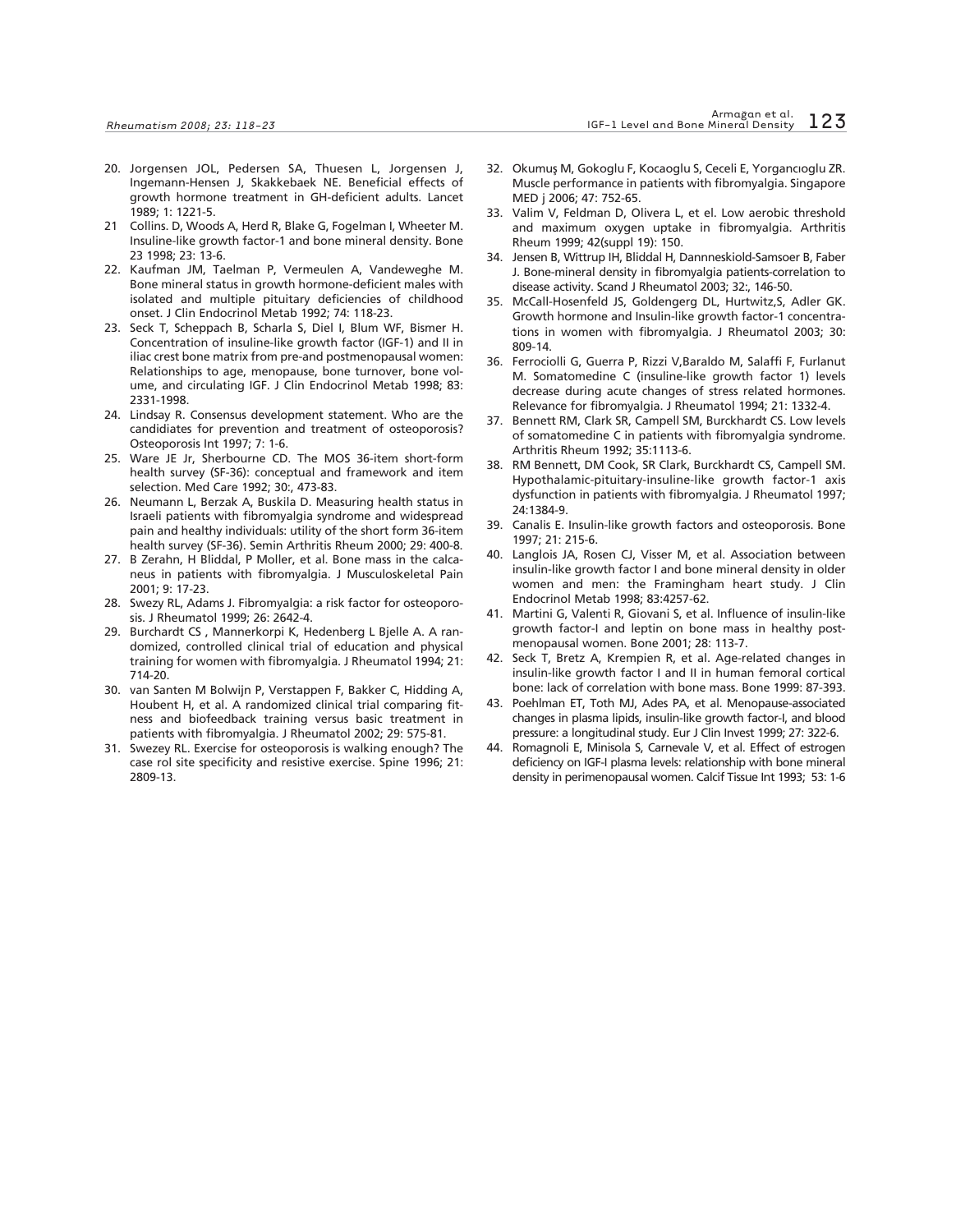20. Jorgensen JOL, Pedersen SA, Thuesen L, Jorgensen J, Ingemann-Hensen J, Skakkebaek NE. Beneficial effects of growth hormone treatment in GH-deficient adults. Lancet 1989; 1: 1221-5.
21 Collins. D, Woods A, Herd R, Blake G, Fogelman I, Wheeter M. Insuline-like growth factor-1 and bone mineral density. Bone 23 1998; 23: 13-6.
22. Kaufman JM, Taelman P, Vermeulen A, Vandeweghe M. Bone mineral status in growth hormone-deficient males with isolated and multiple pituitary deficiencies of childhood onset. J Clin Endocrinol Metab 1992; 74: 118-23.
23. Seck T, Scheppach B, Scharla S, Diel I, Blum WF, Bismer H. Concentration of insuline-like growth factor (IGF-1) and II in iliac crest bone matrix from pre-and postmenopausal women: Relationships to age, menopause, bone turnover, bone volume, and circulating IGF. J Clin Endocrinol Metab 1998; 83: 2331-1998.
24. Lindsay R. Consensus development statement. Who are the candidiates for prevention and treatment of osteoporosis? Osteoporosis Int 1997; 7: 1-6.
25. Ware JE Jr, Sherbourne CD. The MOS 36-item short-form health survey (SF-36): conceptual and framework and item selection. Med Care 1992; 30:, 473-83.
26. Neumann L, Berzak A, Buskila D. Measuring health status in Israeli patients with fibromyalgia syndrome and widespread pain and healthy individuals: utility of the short form 36-item health survey (SF-36). Semin Arthritis Rheum 2000; 29: 400-8.
27. B Zerahn, H Bliddal, P Moller, et al. Bone mass in the calcaneus in patients with fibromyalgia. J Musculoskeletal Pain 2001; 9: 17-23.
28. Swezy RL, Adams J. Fibromyalgia: a risk factor for osteoporosis. J Rheumatol 1999; 26: 2642-4.
29. Burchardt CS , Mannerkorpi K, Hedenberg L Bjelle A. A randomized, controlled clinical trial of education and physical training for women with fibromyalgia. J Rheumatol 1994; 21: 714-20.
30. van Santen M Bolwijn P, Verstappen F, Bakker C, Hidding A, Houbent H, et al. A randomized clinical trial comparing fitness and biofeedback training versus basic treatment in patients with fibromyalgia. J Rheumatol 2002; 29: 575-81.
31. Swezey RL. Exercise for osteoporosis is walking enough? The case rol site specificity and resistive exercise. Spine 1996; 21: 2809-13.
32. Okumuş M, Gokoglu F, Kocaoglu S, Ceceli E, Yorgancıoglu ZR. Muscle performance in patients with fibromyalgia. Singapore MED j 2006; 47: 752-65.
33. Valim V, Feldman D, Olivera L, et el. Low aerobic threshold and maximum oxygen uptake in fibromyalgia. Arthritis Rheum 1999; 42(suppl 19): 150.
34. Jensen B, Wittrup IH, Bliddal H, Dannneskiold-Samsoer B, Faber J. Bone-mineral density in fibromyalgia patients-correlation to disease activity. Scand J Rheumatol 2003; 32:, 146-50.
35. McCall-Hosenfeld JS, Goldengerg DL, Hurtwitz,S, Adler GK. Growth hormone and Insulin-like growth factor-1 concentrations in women with fibromyalgia. J Rheumatol 2003; 30: 809-14.
36. Ferrociolli G, Guerra P, Rizzi V,Baraldo M, Salaffi F, Furlanut M. Somatomedine C (insuline-like growth factor 1) levels decrease during acute changes of stress related hormones. Relevance for fibromyalgia. J Rheumatol 1994; 21: 1332-4.
37. Bennett RM, Clark SR, Campell SM, Burckhardt CS. Low levels of somatomedine C in patients with fibromyalgia syndrome. Arthritis Rheum 1992; 35:1113-6.
38. RM Bennett, DM Cook, SR Clark, Burckhardt CS, Campell SM. Hypothalamic-pituitary-insuline-like growth factor-1 axis dysfunction in patients with fibromyalgia. J Rheumatol 1997; 24:1384-9.
39. Canalis E. Insulin-like growth factors and osteoporosis. Bone 1997; 21: 215-6.
40. Langlois JA, Rosen CJ, Visser M, et al. Association between insulin-like growth factor I and bone mineral density in older women and men: the Framingham heart study. J Clin Endocrinol Metab 1998; 83:4257-62.
41. Martini G, Valenti R, Giovani S, et al. Influence of insulin-like growth factor-I and leptin on bone mass in healthy postmenopausal women. Bone 2001; 28: 113-7.
42. Seck T, Bretz A, Krempien R, et al. Age-related changes in insulin-like growth factor I and II in human femoral cortical bone: lack of correlation with bone mass. Bone 1999: 87-393.
43. Poehlman ET, Toth MJ, Ades PA, et al. Menopause-associated changes in plasma lipids, insulin-like growth factor-I, and blood pressure: a longitudinal study. Eur J Clin Invest 1999; 27: 322-6.
44. Romagnoli E, Minisola S, Carnevale V, et al. Effect of estrogen deficiency on IGF-I plasma levels: relationship with bone mineral density in perimenopausal women. Calcif Tissue Int 1993; 53: 1-6